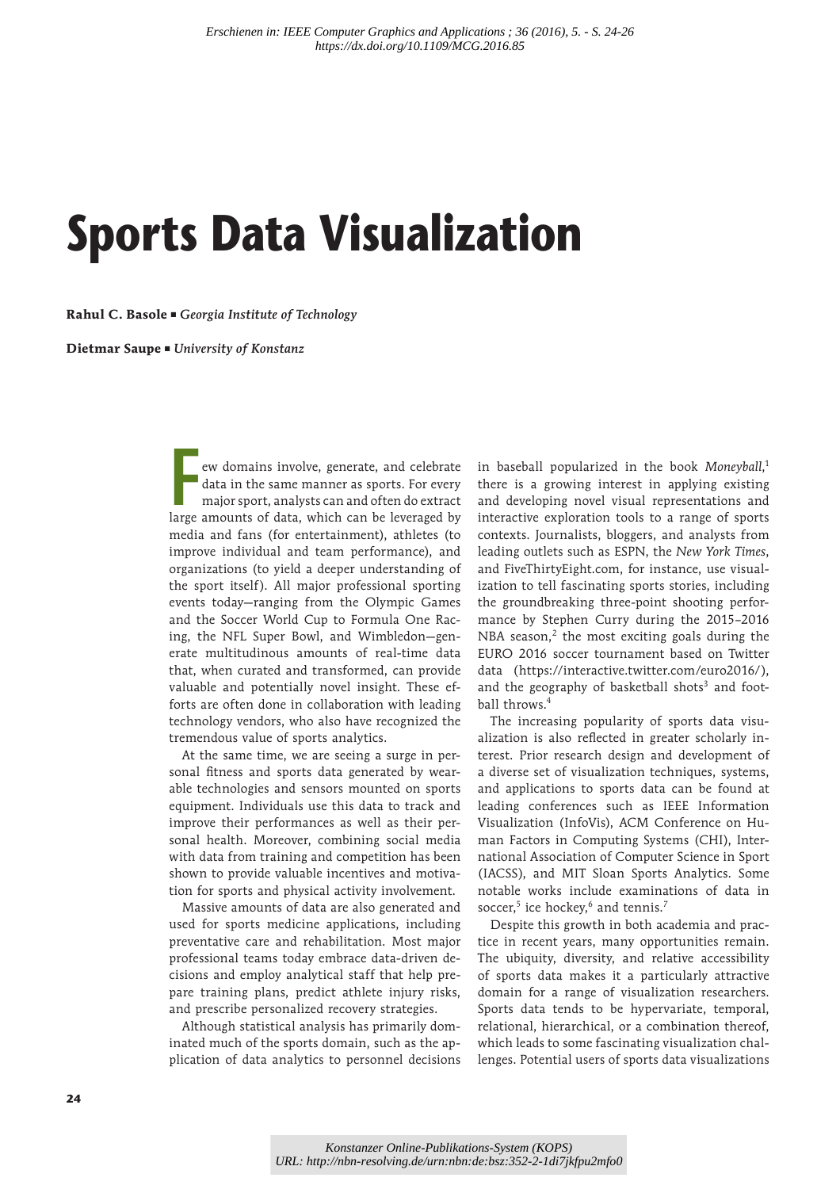# Sports Data Visualization

**Rahul C. Basole** ■ *Georgia Institute of Technology*

**Dietmar Saupe** ■ *University of Konstanz*

Few domains involve, generate, and celebrate data in the same manner as sports. For every major sport, analysts can and often do extract large amounts of data, which can be leveraged by media and fans (for entertainment), athletes (to improve individual and team performance), and organizations (to yield a deeper understanding of the sport itself). All major professional sporting events today—ranging from the Olympic Games and the Soccer World Cup to Formula One Racing, the NFL Super Bowl, and Wimbledon—generate multitudinous amounts of real-time data that, when curated and transformed, can provide valuable and potentially novel insight. These efforts are often done in collaboration with leading technology vendors, who also have recognized the tremendous value of sports analytics.

At the same time, we are seeing a surge in personal fitness and sports data generated by wearable technologies and sensors mounted on sports equipment. Individuals use this data to track and improve their performances as well as their personal health. Moreover, combining social media with data from training and competition has been shown to provide valuable incentives and motivation for sports and physical activity involvement.

Massive amounts of data are also generated and used for sports medicine applications, including preventative care and rehabilitation. Most major professional teams today embrace data-driven decisions and employ analytical staff that help prepare training plans, predict athlete injury risks, and prescribe personalized recovery strategies.

Although statistical analysis has primarily dominated much of the sports domain, such as the application of data analytics to personnel decisions in baseball popularized in the book *Moneyball*,[1] there is a growing interest in applying existing and developing novel visual representations and interactive exploration tools to a range of sports contexts. Journalists, bloggers, and analysts from leading outlets such as ESPN, the *New York Times*, and FiveThirtyEight.com, for instance, use visualization to tell fascinating sports stories, including the groundbreaking three-point shooting performance by Stephen Curry during the 2015–2016 NBA season,[2] the most exciting goals during the EURO 2016 soccer tournament based on Twitter data (https://interactive.twitter.com/euro2016/), and the geography of basketball shots[3] and football throws.[4]

The increasing popularity of sports data visualization is also reflected in greater scholarly interest. Prior research design and development of a diverse set of visualization techniques, systems, and applications to sports data can be found at leading conferences such as IEEE Information Visualization (InfoVis), ACM Conference on Human Factors in Computing Systems (CHI), International Association of Computer Science in Sport (IACSS), and MIT Sloan Sports Analytics. Some notable works include examinations of data in soccer,[5] ice hockey,[6] and tennis.[7]

Despite this growth in both academia and practice in recent years, many opportunities remain. The ubiquity, diversity, and relative accessibility of sports data makes it a particularly attractive domain for a range of visualization researchers. Sports data tends to be hypervariate, temporal, relational, hierarchical, or a combination thereof, which leads to some fascinating visualization challenges. Potential users of sports data visualizations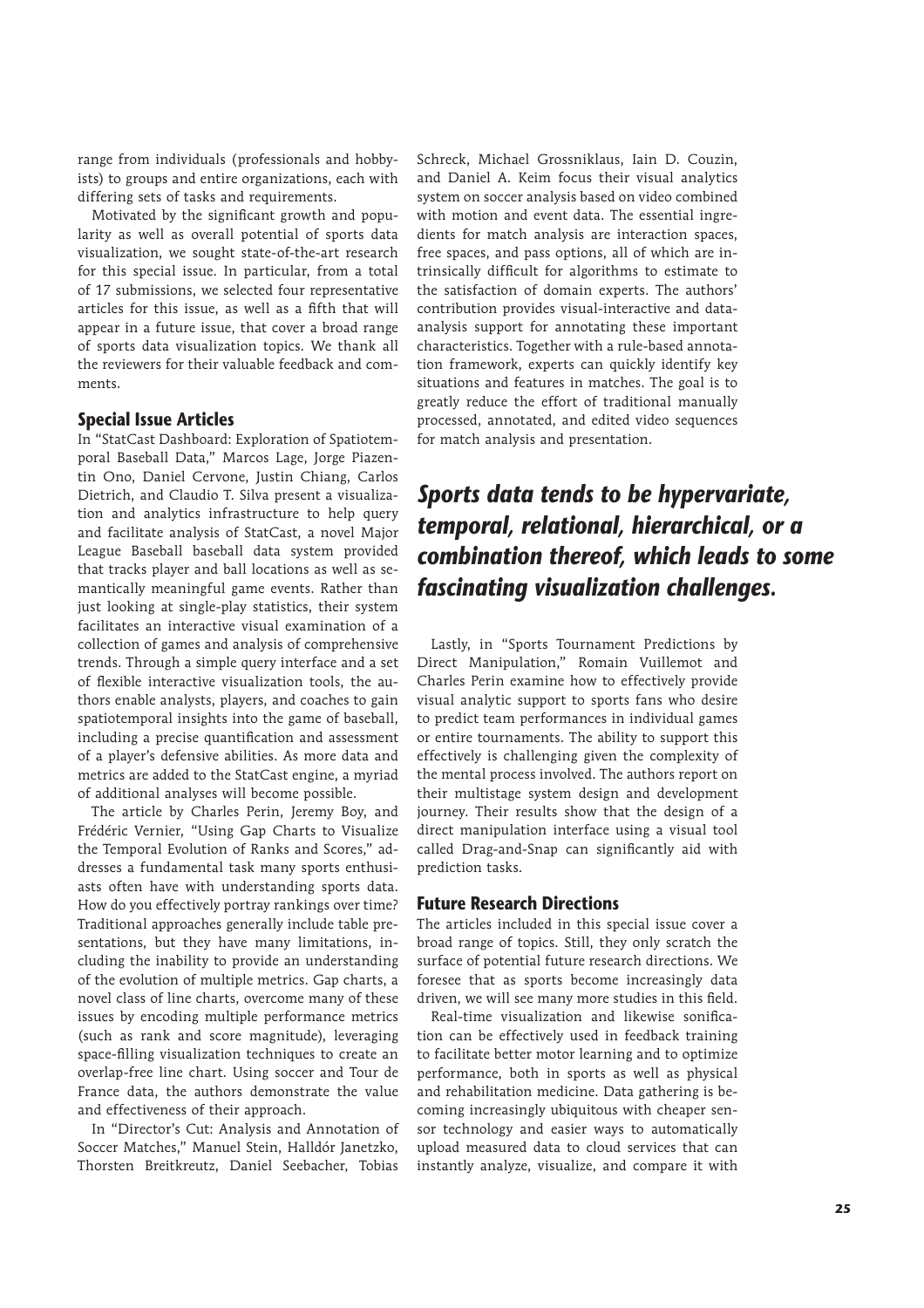range from individuals (professionals and hobbyists) to groups and entire organizations, each with differing sets of tasks and requirements.

Motivated by the significant growth and popularity as well as overall potential of sports data visualization, we sought state-of-the-art research for this special issue. In particular, from a total of 17 submissions, we selected four representative articles for this issue, as well as a fifth that will appear in a future issue, that cover a broad range of sports data visualization topics. We thank all the reviewers for their valuable feedback and comments.

## Special Issue Articles

In "StatCast Dashboard: Exploration of Spatiotemporal Baseball Data," Marcos Lage, Jorge Piazentin Ono, Daniel Cervone, Justin Chiang, Carlos Dietrich, and Claudio T. Silva present a visualization and analytics infrastructure to help query and facilitate analysis of StatCast, a novel Major League Baseball baseball data system provided that tracks player and ball locations as well as semantically meaningful game events. Rather than just looking at single-play statistics, their system facilitates an interactive visual examination of a collection of games and analysis of comprehensive trends. Through a simple query interface and a set of flexible interactive visualization tools, the authors enable analysts, players, and coaches to gain spatiotemporal insights into the game of baseball, including a precise quantification and assessment of a player's defensive abilities. As more data and metrics are added to the StatCast engine, a myriad of additional analyses will become possible.

The article by Charles Perin, Jeremy Boy, and Frédéric Vernier, "Using Gap Charts to Visualize the Temporal Evolution of Ranks and Scores," addresses a fundamental task many sports enthusiasts often have with understanding sports data. How do you effectively portray rankings over time? Traditional approaches generally include table presentations, but they have many limitations, including the inability to provide an understanding of the evolution of multiple metrics. Gap charts, a novel class of line charts, overcome many of these issues by encoding multiple performance metrics (such as rank and score magnitude), leveraging space-filling visualization techniques to create an overlap-free line chart. Using soccer and Tour de France data, the authors demonstrate the value and effectiveness of their approach.

In "Director's Cut: Analysis and Annotation of Soccer Matches," Manuel Stein, Halldór Janetzko, Thorsten Breitkreutz, Daniel Seebacher, Tobias Schreck, Michael Grossniklaus, Iain D. Couzin, and Daniel A. Keim focus their visual analytics system on soccer analysis based on video combined with motion and event data. The essential ingredients for match analysis are interaction spaces, free spaces, and pass options, all of which are intrinsically difficult for algorithms to estimate to the satisfaction of domain experts. The authors' contribution provides visual-interactive and data-analysis support for annotating these important characteristics. Together with a rule-based annotation framework, experts can quickly identify key situations and features in matches. The goal is to greatly reduce the effort of traditional manually processed, annotated, and edited video sequences for match analysis and presentation.

***Sports data tends to be hypervariate, temporal, relational, hierarchical, or a combination thereof, which leads to some fascinating visualization challenges.***

Lastly, in "Sports Tournament Predictions by Direct Manipulation," Romain Vuillemot and Charles Perin examine how to effectively provide visual analytic support to sports fans who desire to predict team performances in individual games or entire tournaments. The ability to support this effectively is challenging given the complexity of the mental process involved. The authors report on their multistage system design and development journey. Their results show that the design of a direct manipulation interface using a visual tool called Drag-and-Snap can significantly aid with prediction tasks.

## Future Research Directions

The articles included in this special issue cover a broad range of topics. Still, they only scratch the surface of potential future research directions. We foresee that as sports become increasingly data driven, we will see many more studies in this field.

Real-time visualization and likewise sonification can be effectively used in feedback training to facilitate better motor learning and to optimize performance, both in sports as well as physical and rehabilitation medicine. Data gathering is becoming increasingly ubiquitous with cheaper sensor technology and easier ways to automatically upload measured data to cloud services that can instantly analyze, visualize, and compare it with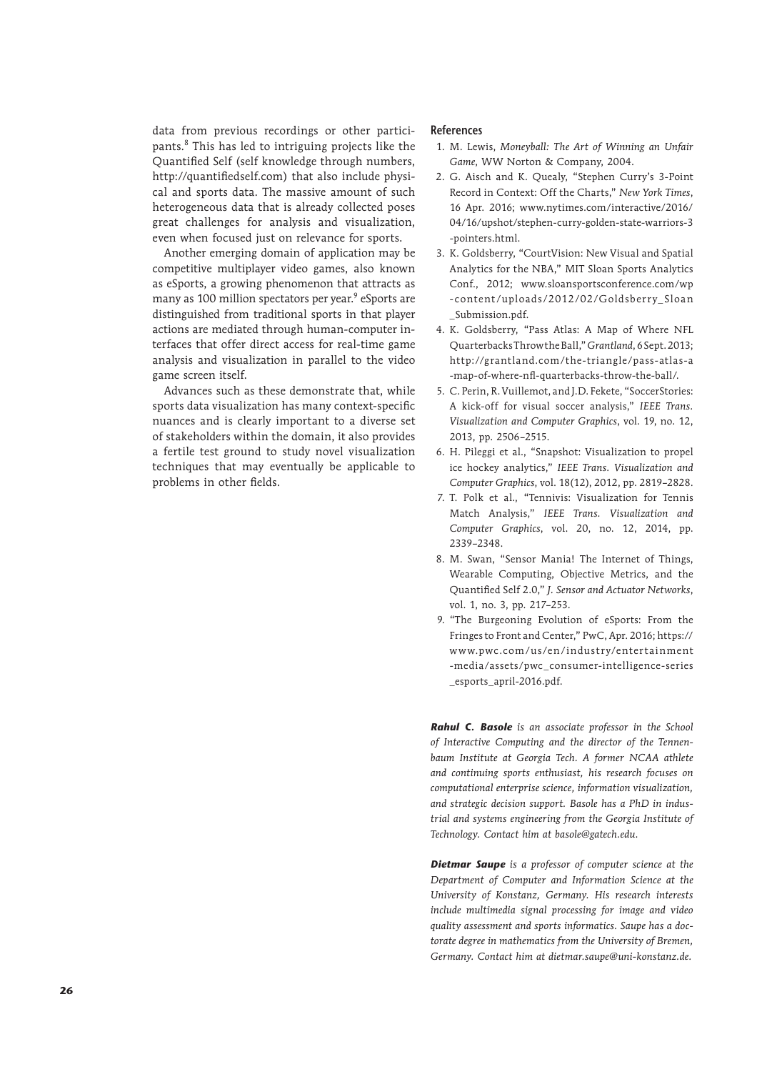data from previous recordings or other participants.[8] This has led to intriguing projects like the Quantified Self (self knowledge through numbers, http://quantifiedself.com) that also include physical and sports data. The massive amount of such heterogeneous data that is already collected poses great challenges for analysis and visualization, even when focused just on relevance for sports.

Another emerging domain of application may be competitive multiplayer video games, also known as eSports, a growing phenomenon that attracts as many as 100 million spectators per year.[9] eSports are distinguished from traditional sports in that player actions are mediated through human-computer interfaces that offer direct access for real-time game analysis and visualization in parallel to the video game screen itself.

Advances such as these demonstrate that, while sports data visualization has many context-specific nuances and is clearly important to a diverse set of stakeholders within the domain, it also provides a fertile test ground to study novel visualization techniques that may eventually be applicable to problems in other fields.

## References

1. M. Lewis, *Moneyball: The Art of Winning an Unfair Game*, WW Norton & Company, 2004.
2. G. Aisch and K. Quealy, "Stephen Curry's 3-Point Record in Context: Off the Charts," *New York Times*, 16 Apr. 2016; www.nytimes.com/interactive/2016/04/16/upshot/stephen-curry-golden-state-warriors-3-pointers.html.
3. K. Goldsberry, "CourtVision: New Visual and Spatial Analytics for the NBA," MIT Sloan Sports Analytics Conf., 2012; www.sloansportsconference.com/wp-content/uploads/2012/02/Goldsberry_Sloan_Submission.pdf.
4. K. Goldsberry, "Pass Atlas: A Map of Where NFL Quarterbacks Throw the Ball," *Grantland*, 6 Sept. 2013; http://grantland.com/the-triangle/pass-atlas-a-map-of-where-nfl-quarterbacks-throw-the-ball/.
5. C. Perin, R. Vuillemot, and J.D. Fekete, "SoccerStories: A kick-off for visual soccer analysis," *IEEE Trans. Visualization and Computer Graphics*, vol. 19, no. 12, 2013, pp. 2506–2515.
6. H. Pileggi et al., "Snapshot: Visualization to propel ice hockey analytics," *IEEE Trans. Visualization and Computer Graphics*, vol. 18(12), 2012, pp. 2819–2828.
7. T. Polk et al., "Tennivis: Visualization for Tennis Match Analysis," *IEEE Trans. Visualization and Computer Graphics*, vol. 20, no. 12, 2014, pp. 2339–2348.
8. M. Swan, "Sensor Mania! The Internet of Things, Wearable Computing, Objective Metrics, and the Quantified Self 2.0," *J. Sensor and Actuator Networks*, vol. 1, no. 3, pp. 217–253.
9. "The Burgeoning Evolution of eSports: From the Fringes to Front and Center," PwC, Apr. 2016; https://www.pwc.com/us/en/industry/entertainment-media/assets/pwc_consumer-intelligence-series_esports_april-2016.pdf.

***Rahul C. Basole*** *is an associate professor in the School of Interactive Computing and the director of the Tennenbaum Institute at Georgia Tech. A former NCAA athlete and continuing sports enthusiast, his research focuses on computational enterprise science, information visualization, and strategic decision support. Basole has a PhD in industrial and systems engineering from the Georgia Institute of Technology. Contact him at basole@gatech.edu.*

***Dietmar Saupe*** *is a professor of computer science at the Department of Computer and Information Science at the University of Konstanz, Germany. His research interests include multimedia signal processing for image and video quality assessment and sports informatics. Saupe has a doctorate degree in mathematics from the University of Bremen, Germany. Contact him at dietmar.saupe@uni-konstanz.de.*